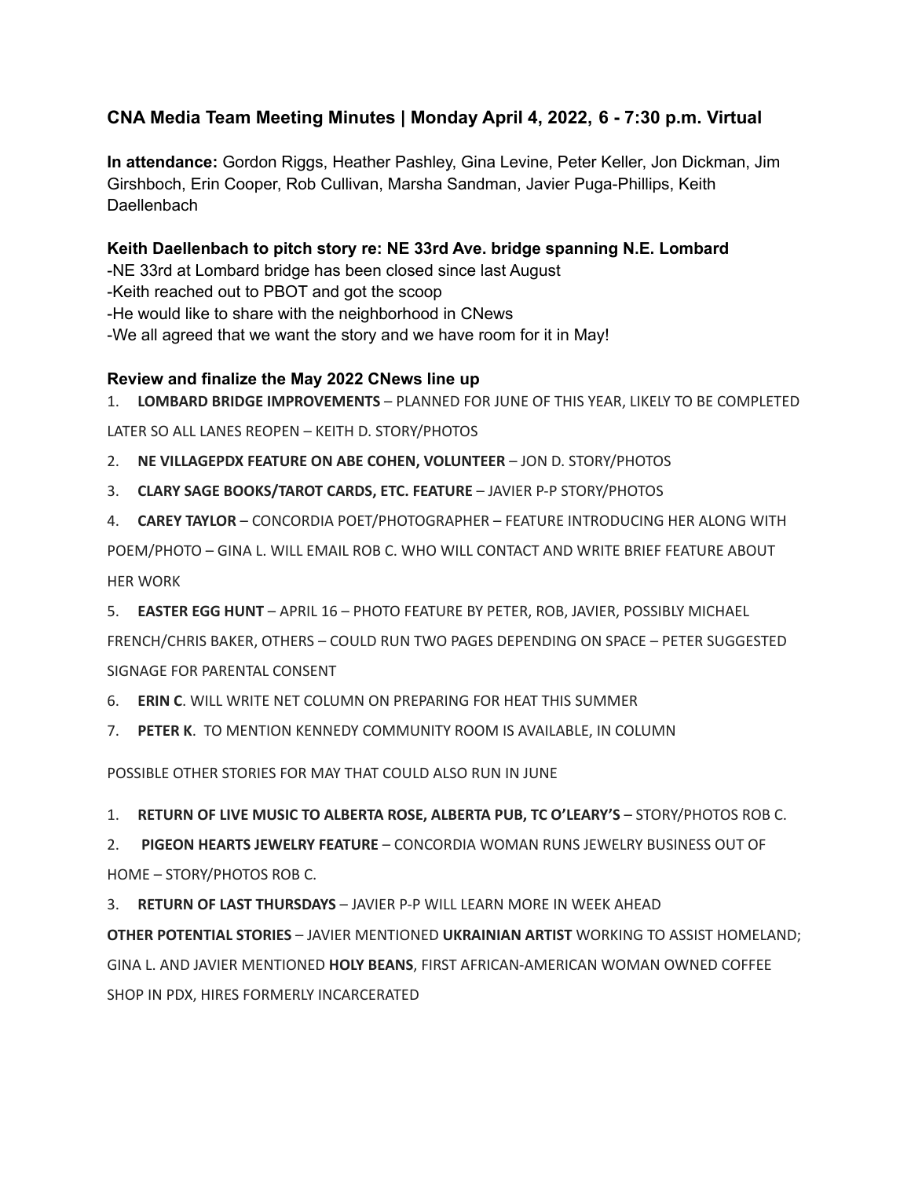## CNA Media Team Meeting Minutes | Monday April 4, 2022, 6 - 7:30 p.m. Virtual

**In attendance:** Gordon Riggs, Heather Pashley, Gina Levine, Peter Keller, Jon Dickman, Jim Girshboch, Erin Cooper, Rob Cullivan, Marsha Sandman, Javier Puga-Phillips, Keith Daellenbach

### Keith Daellenbach to pitch story re: NE 33rd Ave. bridge spanning N.E. Lombard

-NE 33rd at Lombard bridge has been closed since last August
-Keith reached out to PBOT and got the scoop
-He would like to share with the neighborhood in CNews
-We all agreed that we want the story and we have room for it in May!

### Review and finalize the May 2022 CNews line up

1. **LOMBARD BRIDGE IMPROVEMENTS** – PLANNED FOR JUNE OF THIS YEAR, LIKELY TO BE COMPLETED LATER SO ALL LANES REOPEN – KEITH D. STORY/PHOTOS
2. **NE VILLAGEPDX FEATURE ON ABE COHEN, VOLUNTEER** – JON D. STORY/PHOTOS
3. **CLARY SAGE BOOKS/TAROT CARDS, ETC. FEATURE** – JAVIER P-P STORY/PHOTOS
4. **CAREY TAYLOR** – CONCORDIA POET/PHOTOGRAPHER – FEATURE INTRODUCING HER ALONG WITH POEM/PHOTO – GINA L. WILL EMAIL ROB C. WHO WILL CONTACT AND WRITE BRIEF FEATURE ABOUT HER WORK
5. **EASTER EGG HUNT** – APRIL 16 – PHOTO FEATURE BY PETER, ROB, JAVIER, POSSIBLY MICHAEL FRENCH/CHRIS BAKER, OTHERS – COULD RUN TWO PAGES DEPENDING ON SPACE – PETER SUGGESTED SIGNAGE FOR PARENTAL CONSENT
6. **ERIN C**. WILL WRITE NET COLUMN ON PREPARING FOR HEAT THIS SUMMER
7. **PETER K**. TO MENTION KENNEDY COMMUNITY ROOM IS AVAILABLE, IN COLUMN

POSSIBLE OTHER STORIES FOR MAY THAT COULD ALSO RUN IN JUNE

1. **RETURN OF LIVE MUSIC TO ALBERTA ROSE, ALBERTA PUB, TC O'LEARY'S** – STORY/PHOTOS ROB C.
2. **PIGEON HEARTS JEWELRY FEATURE** – CONCORDIA WOMAN RUNS JEWELRY BUSINESS OUT OF HOME – STORY/PHOTOS ROB C.
3. **RETURN OF LAST THURSDAYS** – JAVIER P-P WILL LEARN MORE IN WEEK AHEAD

**OTHER POTENTIAL STORIES** – JAVIER MENTIONED **UKRAINIAN ARTIST** WORKING TO ASSIST HOMELAND; GINA L. AND JAVIER MENTIONED **HOLY BEANS**, FIRST AFRICAN-AMERICAN WOMAN OWNED COFFEE SHOP IN PDX, HIRES FORMERLY INCARCERATED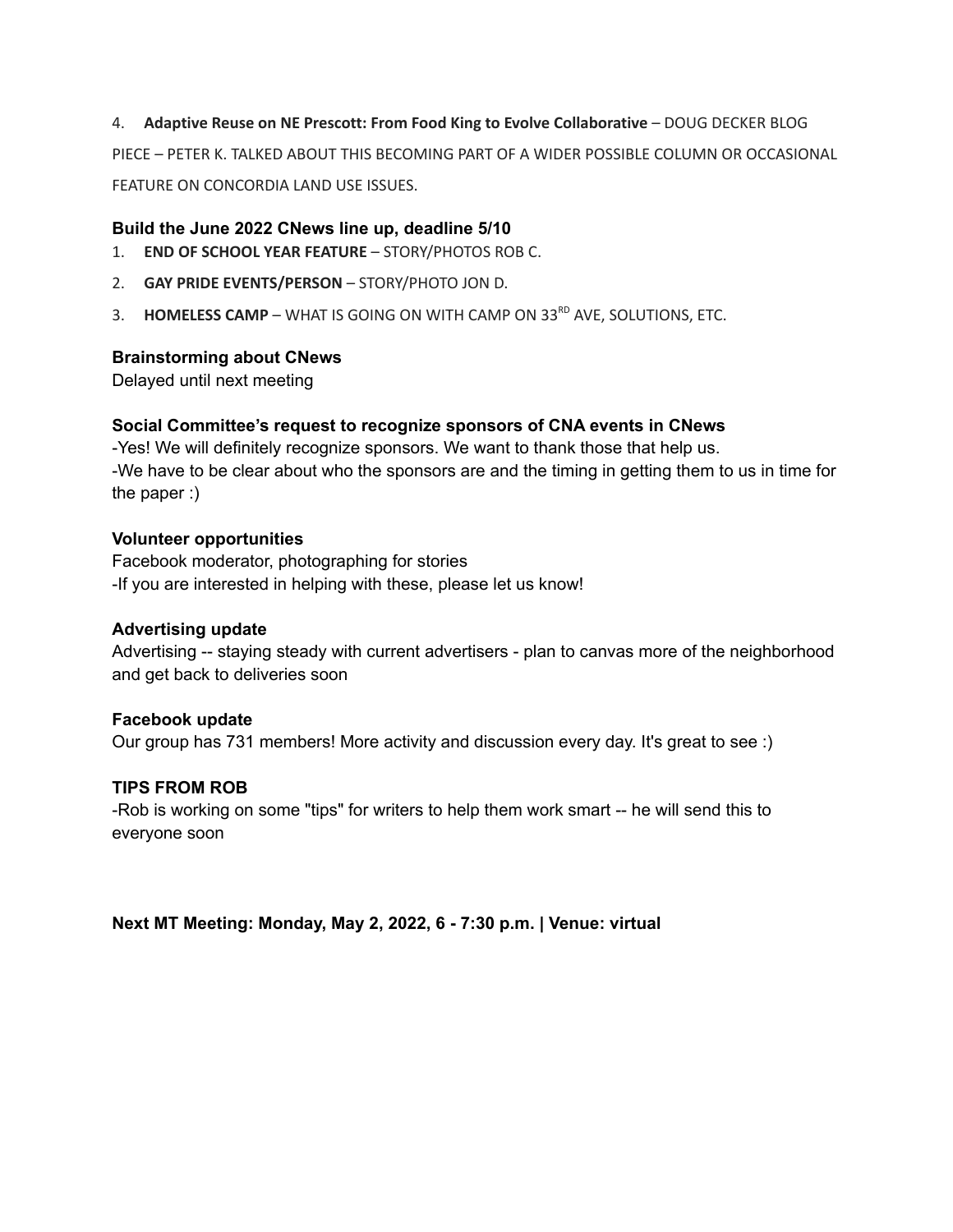4. **Adaptive Reuse on NE Prescott: From Food King to Evolve Collaborative** – DOUG DECKER BLOG PIECE – PETER K. TALKED ABOUT THIS BECOMING PART OF A WIDER POSSIBLE COLUMN OR OCCASIONAL FEATURE ON CONCORDIA LAND USE ISSUES.

**Build the June 2022 CNews line up, deadline 5/10**

1. **END OF SCHOOL YEAR FEATURE** – STORY/PHOTOS ROB C.
2. **GAY PRIDE EVENTS/PERSON** – STORY/PHOTO JON D.
3. **HOMELESS CAMP** – WHAT IS GOING ON WITH CAMP ON 33RD AVE, SOLUTIONS, ETC.

**Brainstorming about CNews**

Delayed until next meeting

**Social Committee's request to recognize sponsors of CNA events in CNews**

-Yes! We will definitely recognize sponsors. We want to thank those that help us.
-We have to be clear about who the sponsors are and the timing in getting them to us in time for the paper :)

**Volunteer opportunities**

Facebook moderator, photographing for stories
-If you are interested in helping with these, please let us know!

**Advertising update**

Advertising -- staying steady with current advertisers - plan to canvas more of the neighborhood and get back to deliveries soon

**Facebook update**

Our group has 731 members! More activity and discussion every day. It's great to see :)

**TIPS FROM ROB**

-Rob is working on some "tips" for writers to help them work smart -- he will send this to everyone soon

**Next MT Meeting: Monday, May 2, 2022, 6 - 7:30 p.m. | Venue: virtual**